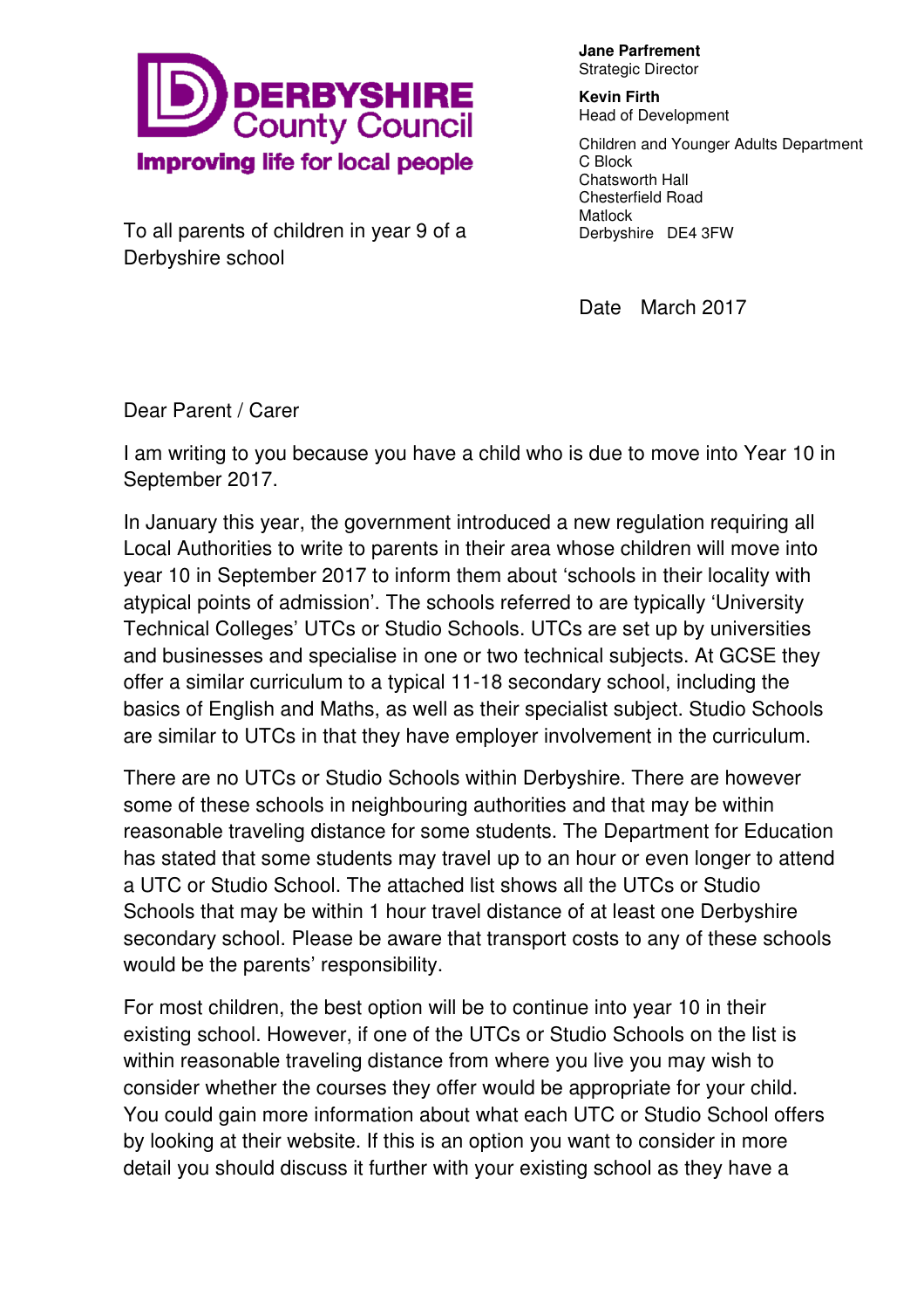**DERBYSHIRE County Council**
**Improving life for local people**

**Jane Parfrement**
Strategic Director

**Kevin Firth**
Head of Development

Children and Younger Adults Department
C Block
Chatsworth Hall
Chesterfield Road
Matlock
Derbyshire DE4 3FW

To all parents of children in year 9 of a Derbyshire school

Date March 2017

Dear Parent / Carer

I am writing to you because you have a child who is due to move into Year 10 in September 2017.

In January this year, the government introduced a new regulation requiring all Local Authorities to write to parents in their area whose children will move into year 10 in September 2017 to inform them about 'schools in their locality with atypical points of admission'. The schools referred to are typically 'University Technical Colleges' UTCs or Studio Schools. UTCs are set up by universities and businesses and specialise in one or two technical subjects. At GCSE they offer a similar curriculum to a typical 11-18 secondary school, including the basics of English and Maths, as well as their specialist subject. Studio Schools are similar to UTCs in that they have employer involvement in the curriculum.

There are no UTCs or Studio Schools within Derbyshire. There are however some of these schools in neighbouring authorities and that may be within reasonable traveling distance for some students. The Department for Education has stated that some students may travel up to an hour or even longer to attend a UTC or Studio School. The attached list shows all the UTCs or Studio Schools that may be within 1 hour travel distance of at least one Derbyshire secondary school. Please be aware that transport costs to any of these schools would be the parents' responsibility.

For most children, the best option will be to continue into year 10 in their existing school. However, if one of the UTCs or Studio Schools on the list is within reasonable traveling distance from where you live you may wish to consider whether the courses they offer would be appropriate for your child. You could gain more information about what each UTC or Studio School offers by looking at their website. If this is an option you want to consider in more detail you should discuss it further with your existing school as they have a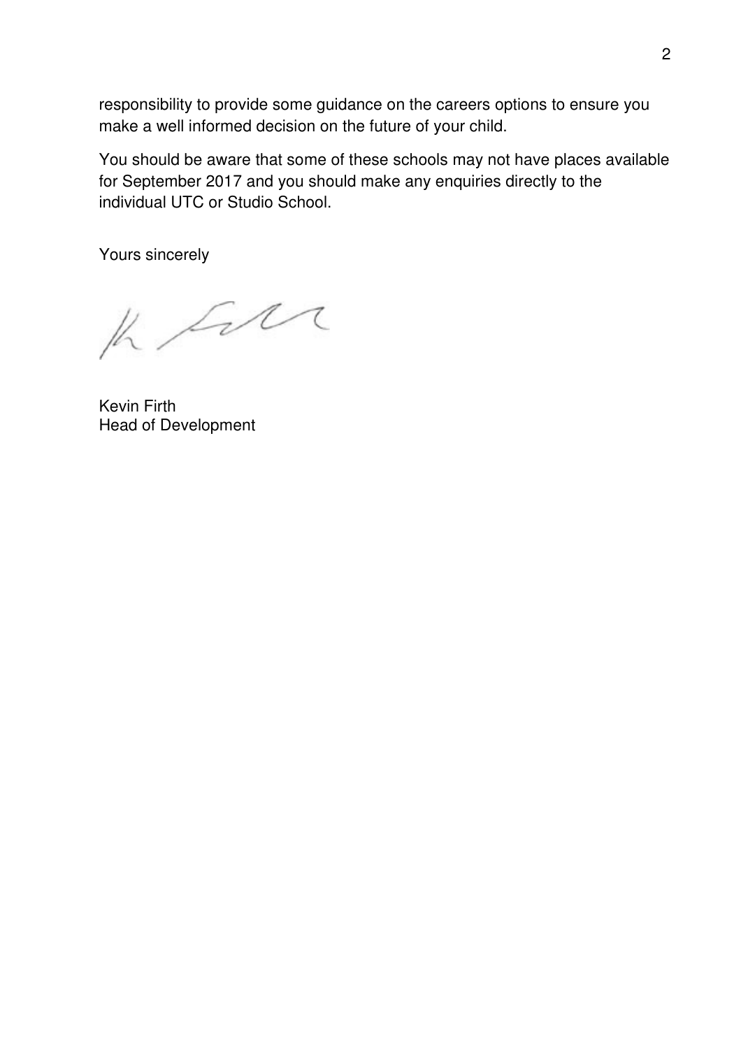responsibility to provide some guidance on the careers options to ensure you make a well informed decision on the future of your child.

You should be aware that some of these schools may not have places available for September 2017 and you should make any enquiries directly to the individual UTC or Studio School.

Yours sincerely

Kevin Firth
Head of Development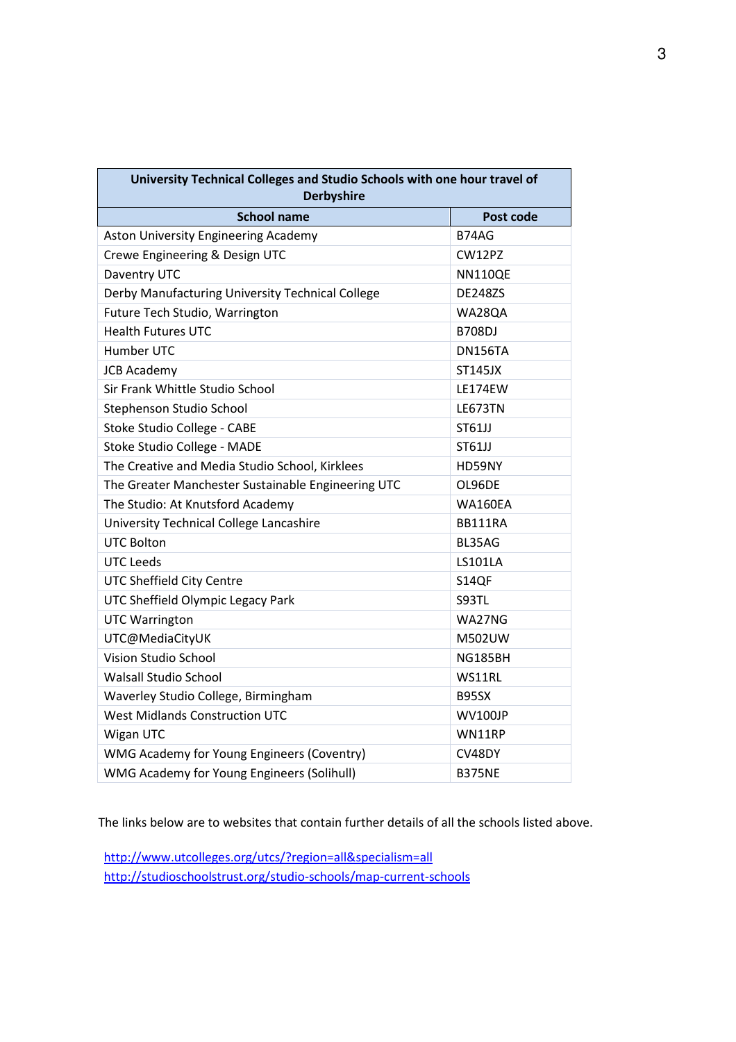| University Technical Colleges and Studio Schools with one hour travel of Derbyshire | |
|---|---|
| **School name** | **Post code** |
| Aston University Engineering Academy | B74AG |
| Crewe Engineering & Design UTC | CW12PZ |
| Daventry UTC | NN110QE |
| Derby Manufacturing University Technical College | DE248ZS |
| Future Tech Studio, Warrington | WA28QA |
| Health Futures UTC | B708DJ |
| Humber UTC | DN156TA |
| JCB Academy | ST145JX |
| Sir Frank Whittle Studio School | LE174EW |
| Stephenson Studio School | LE673TN |
| Stoke Studio College - CABE | ST61JJ |
| Stoke Studio College - MADE | ST61JJ |
| The Creative and Media Studio School, Kirklees | HD59NY |
| The Greater Manchester Sustainable Engineering UTC | OL96DE |
| The Studio: At Knutsford Academy | WA160EA |
| University Technical College Lancashire | BB111RA |
| UTC Bolton | BL35AG |
| UTC Leeds | LS101LA |
| UTC Sheffield City Centre | S14QF |
| UTC Sheffield Olympic Legacy Park | S93TL |
| UTC Warrington | WA27NG |
| UTC@MediaCityUK | M502UW |
| Vision Studio School | NG185BH |
| Walsall Studio School | WS11RL |
| Waverley Studio College, Birmingham | B95SX |
| West Midlands Construction UTC | WV100JP |
| Wigan UTC | WN11RP |
| WMG Academy for Young Engineers (Coventry) | CV48DY |
| WMG Academy for Young Engineers (Solihull) | B375NE |

The links below are to websites that contain further details of all the schools listed above.

http://www.utcolleges.org/utcs/?region=all&specialism=all
http://studioschoolstrust.org/studio-schools/map-current-schools